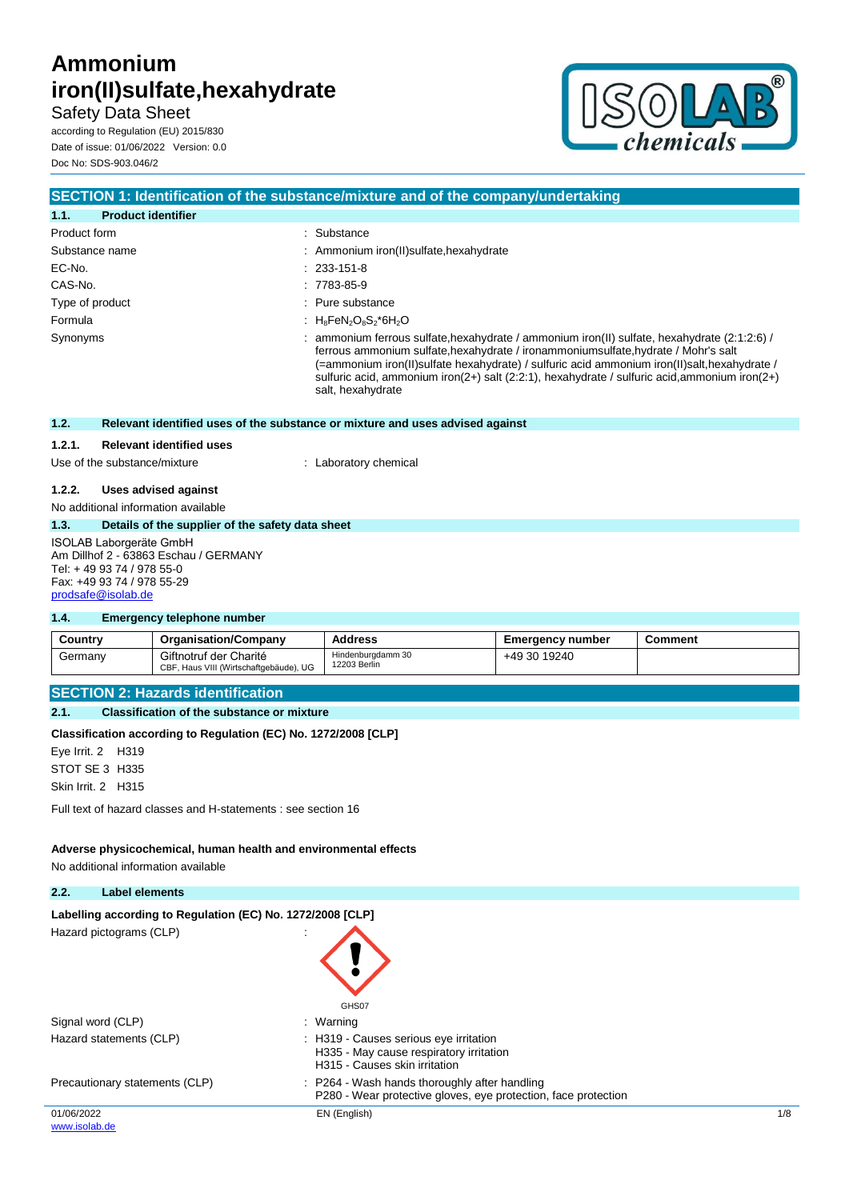# Ammonium iron(II)sulfate,hexahydrate

Safety Data Sheet

according to Regulation (EU) 2015/830

Date of issue: 01/06/2022 Version: 0.0

Doc No: SDS-903.046/2

## SECTION 1: Identification of the substance/mixture and of the company/undertaking

### 1.1. Product identifier

| | |
|---|---|
| Product form | : Substance |
| Substance name | : Ammonium iron(II)sulfate,hexahydrate |
| EC-No. | : 233-151-8 |
| CAS-No. | : 7783-85-9 |
| Type of product | : Pure substance |
| Formula | : $H_8FeN_2O_8S_2*6H_2O$ |
| Synonyms | : ammonium ferrous sulfate,hexahydrate / ammonium iron(II) sulfate, hexahydrate (2:1:2:6) / ferrous ammonium sulfate,hexahydrate / ironammoniumsulfate,hydrate / Mohr's salt (=ammonium iron(II)sulfate hexahydrate) / sulfuric acid ammonium iron(II)salt,hexahydrate / sulfuric acid, ammonium iron(2+) salt (2:2:1), hexahydrate / sulfuric acid,ammonium iron(2+) salt, hexahydrate |

### 1.2. Relevant identified uses of the substance or mixture and uses advised against

#### 1.2.1. Relevant identified uses

Use of the substance/mixture : Laboratory chemical

#### 1.2.2. Uses advised against

No additional information available

### 1.3. Details of the supplier of the safety data sheet

ISOLAB Laborgeräte GmbH
Am Dillhof 2 - 63863 Eschau / GERMANY
Tel: + 49 93 74 / 978 55-0
Fax: +49 93 74 / 978 55-29
prodsafe@isolab.de

### 1.4. Emergency telephone number

| Country | Organisation/Company | Address | Emergency number | Comment |
|---|---|---|---|---|
| Germany | Giftnotruf der Charité<br>CBF, Haus VIII (Wirtschaftgebäude), UG | Hindenburgdamm 30<br>12203 Berlin | +49 30 19240 | |

## SECTION 2: Hazards identification

### 2.1. Classification of the substance or mixture

**Classification according to Regulation (EC) No. 1272/2008 [CLP]**

Eye Irrit. 2 H319

STOT SE 3 H335

Skin Irrit. 2 H315

Full text of hazard classes and H-statements : see section 16

**Adverse physicochemical, human health and environmental effects**

No additional information available

### 2.2. Label elements

**Labelling according to Regulation (EC) No. 1272/2008 [CLP]**

Hazard pictograms (CLP) :

GHS07

| | |
|---|---|
| Signal word (CLP) | : Warning |
| Hazard statements (CLP) | : H319 - Causes serious eye irritation<br>H335 - May cause respiratory irritation<br>H315 - Causes skin irritation |
| Precautionary statements (CLP) | : P264 - Wash hands thoroughly after handling<br>P280 - Wear protective gloves, eye protection, face protection |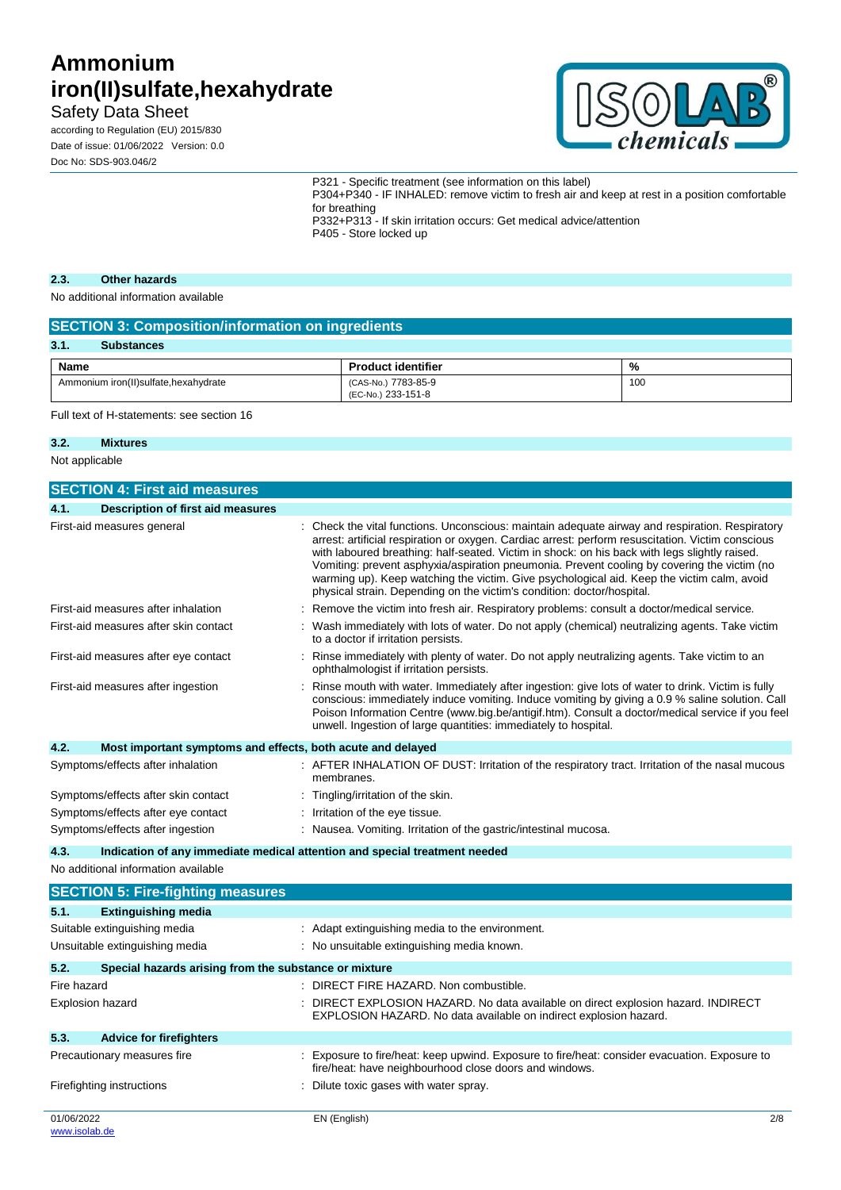P321 - Specific treatment (see information on this label)
P304+P340 - IF INHALED: remove victim to fresh air and keep at rest in a position comfortable for breathing
P332+P313 - If skin irritation occurs: Get medical advice/attention
P405 - Store locked up

### 2.3. Other hazards

No additional information available

## SECTION 3: Composition/information on ingredients

### 3.1. Substances

| Name | Product identifier | % |
|---|---|---|
| Ammonium iron(II)sulfate,hexahydrate | (CAS-No.) 7783-85-9<br>(EC-No.) 233-151-8 | 100 |

Full text of H-statements: see section 16

### 3.2. Mixtures

Not applicable

## SECTION 4: First aid measures

### 4.1. Description of first aid measures

| | |
|---|---|
| First-aid measures general | : Check the vital functions. Unconscious: maintain adequate airway and respiration. Respiratory arrest: artificial respiration or oxygen. Cardiac arrest: perform resuscitation. Victim conscious with laboured breathing: half-seated. Victim in shock: on his back with legs slightly raised. Vomiting: prevent asphyxia/aspiration pneumonia. Prevent cooling by covering the victim (no warming up). Keep watching the victim. Give psychological aid. Keep the victim calm, avoid physical strain. Depending on the victim's condition: doctor/hospital. |
| First-aid measures after inhalation | : Remove the victim into fresh air. Respiratory problems: consult a doctor/medical service. |
| First-aid measures after skin contact | : Wash immediately with lots of water. Do not apply (chemical) neutralizing agents. Take victim to a doctor if irritation persists. |
| First-aid measures after eye contact | : Rinse immediately with plenty of water. Do not apply neutralizing agents. Take victim to an ophthalmologist if irritation persists. |
| First-aid measures after ingestion | : Rinse mouth with water. Immediately after ingestion: give lots of water to drink. Victim is fully conscious: immediately induce vomiting. Induce vomiting by giving a 0.9 % saline solution. Call Poison Information Centre (www.big.be/antigif.htm). Consult a doctor/medical service if you feel unwell. Ingestion of large quantities: immediately to hospital. |

### 4.2. Most important symptoms and effects, both acute and delayed

| | |
|---|---|
| Symptoms/effects after inhalation | : AFTER INHALATION OF DUST: Irritation of the respiratory tract. Irritation of the nasal mucous membranes. |
| Symptoms/effects after skin contact | : Tingling/irritation of the skin. |
| Symptoms/effects after eye contact | : Irritation of the eye tissue. |
| Symptoms/effects after ingestion | : Nausea. Vomiting. Irritation of the gastric/intestinal mucosa. |

### 4.3. Indication of any immediate medical attention and special treatment needed

No additional information available

## SECTION 5: Fire-fighting measures

### 5.1. Extinguishing media

| | |
|---|---|
| Suitable extinguishing media | : Adapt extinguishing media to the environment. |
| Unsuitable extinguishing media | : No unsuitable extinguishing media known. |

### 5.2. Special hazards arising from the substance or mixture

| | |
|---|---|
| Fire hazard | : DIRECT FIRE HAZARD. Non combustible. |
| Explosion hazard | : DIRECT EXPLOSION HAZARD. No data available on direct explosion hazard. INDIRECT EXPLOSION HAZARD. No data available on indirect explosion hazard. |

### 5.3. Advice for firefighters

| | |
|---|---|
| Precautionary measures fire | : Exposure to fire/heat: keep upwind. Exposure to fire/heat: consider evacuation. Exposure to fire/heat: have neighbourhood close doors and windows. |
| Firefighting instructions | : Dilute toxic gases with water spray. |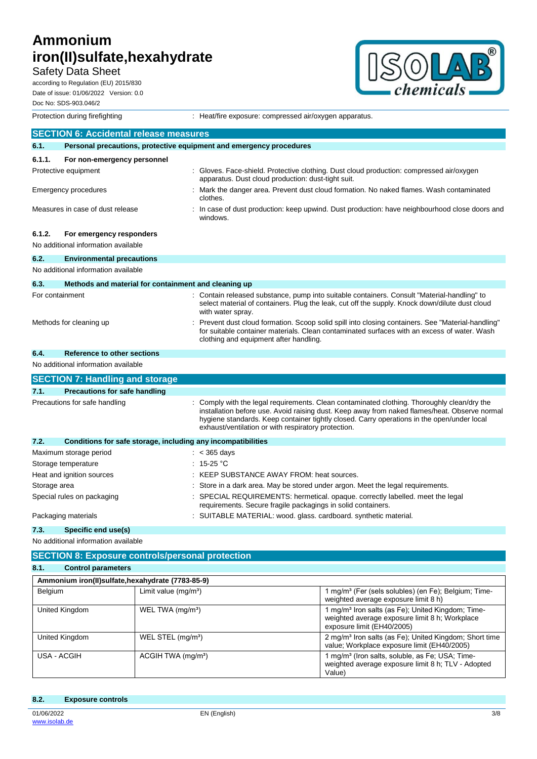Protection during firefighting : Heat/fire exposure: compressed air/oxygen apparatus.

## SECTION 6: Accidental release measures

### 6.1. Personal precautions, protective equipment and emergency procedures

#### 6.1.1. For non-emergency personnel

Protective equipment : Gloves. Face-shield. Protective clothing. Dust cloud production: compressed air/oxygen apparatus. Dust cloud production: dust-tight suit.

Emergency procedures : Mark the danger area. Prevent dust cloud formation. No naked flames. Wash contaminated clothes.

Measures in case of dust release : In case of dust production: keep upwind. Dust production: have neighbourhood close doors and windows.

#### 6.1.2. For emergency responders

No additional information available

### 6.2. Environmental precautions

No additional information available

### 6.3. Methods and material for containment and cleaning up

For containment : Contain released substance, pump into suitable containers. Consult "Material-handling" to select material of containers. Plug the leak, cut off the supply. Knock down/dilute dust cloud with water spray.

Methods for cleaning up : Prevent dust cloud formation. Scoop solid spill into closing containers. See "Material-handling" for suitable container materials. Clean contaminated surfaces with an excess of water. Wash clothing and equipment after handling.

### 6.4. Reference to other sections

No additional information available

## SECTION 7: Handling and storage

### 7.1. Precautions for safe handling

Precautions for safe handling : Comply with the legal requirements. Clean contaminated clothing. Thoroughly clean/dry the installation before use. Avoid raising dust. Keep away from naked flames/heat. Observe normal hygiene standards. Keep container tightly closed. Carry operations in the open/under local exhaust/ventilation or with respiratory protection.

### 7.2. Conditions for safe storage, including any incompatibilities

Maximum storage period : < 365 days

Storage temperature : 15-25 °C

Heat and ignition sources : KEEP SUBSTANCE AWAY FROM: heat sources.

Storage area : Store in a dark area. May be stored under argon. Meet the legal requirements.

Special rules on packaging : SPECIAL REQUIREMENTS: hermetical. opaque. correctly labelled. meet the legal requirements. Secure fragile packagings in solid containers.

Packaging materials : SUITABLE MATERIAL: wood. glass. cardboard. synthetic material.

### 7.3. Specific end use(s)

No additional information available

## SECTION 8: Exposure controls/personal protection

### 8.1. Control parameters

| Ammonium iron(II)sulfate,hexahydrate (7783-85-9) | | |
|---|---|---|
| Belgium | Limit value (mg/m³) | 1 mg/m³ (Fer (sels solubles) (en Fe); Belgium; Time-weighted average exposure limit 8 h) |
| United Kingdom | WEL TWA (mg/m³) | 1 mg/m³ Iron salts (as Fe); United Kingdom; Time-weighted average exposure limit 8 h; Workplace exposure limit (EH40/2005) |
| United Kingdom | WEL STEL (mg/m³) | 2 mg/m³ Iron salts (as Fe); United Kingdom; Short time value; Workplace exposure limit (EH40/2005) |
| USA - ACGIH | ACGIH TWA (mg/m³) | 1 mg/m³ (Iron salts, soluble, as Fe; USA; Time-weighted average exposure limit 8 h; TLV - Adopted Value) |

### 8.2. Exposure controls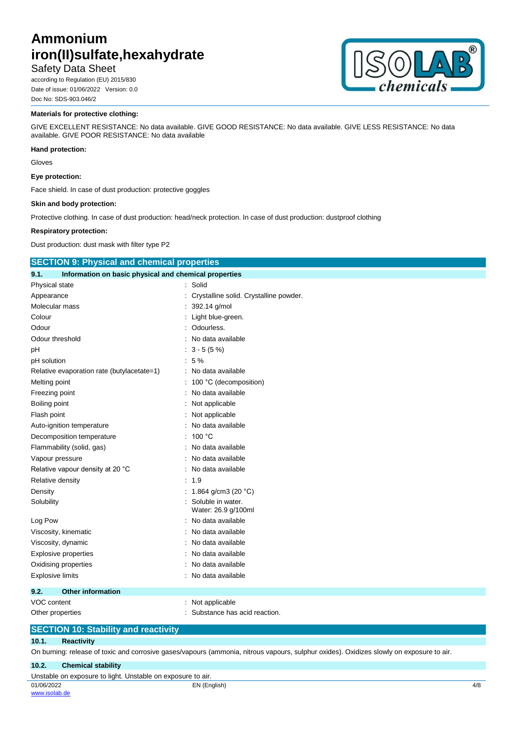**Materials for protective clothing:**

GIVE EXCELLENT RESISTANCE: No data available. GIVE GOOD RESISTANCE: No data available. GIVE LESS RESISTANCE: No data available. GIVE POOR RESISTANCE: No data available

**Hand protection:**

Gloves

**Eye protection:**

Face shield. In case of dust production: protective goggles

**Skin and body protection:**

Protective clothing. In case of dust production: head/neck protection. In case of dust production: dustproof clothing

**Respiratory protection:**

Dust production: dust mask with filter type P2

## SECTION 9: Physical and chemical properties

### 9.1. Information on basic physical and chemical properties

| | |
|---|---|
| Physical state | : Solid |
| Appearance | : Crystalline solid. Crystalline powder. |
| Molecular mass | : 392.14 g/mol |
| Colour | : Light blue-green. |
| Odour | : Odourless. |
| Odour threshold | : No data available |
| pH | : 3 - 5 (5 %) |
| pH solution | : 5 % |
| Relative evaporation rate (butylacetate=1) | : No data available |
| Melting point | : 100 °C (decomposition) |
| Freezing point | : No data available |
| Boiling point | : Not applicable |
| Flash point | : Not applicable |
| Auto-ignition temperature | : No data available |
| Decomposition temperature | : 100 °C |
| Flammability (solid, gas) | : No data available |
| Vapour pressure | : No data available |
| Relative vapour density at 20 °C | : No data available |
| Relative density | : 1.9 |
| Density | : 1.864 g/cm3 (20 °C) |
| Solubility | : Soluble in water. Water: 26.9 g/100ml |
| Log Pow | : No data available |
| Viscosity, kinematic | : No data available |
| Viscosity, dynamic | : No data available |
| Explosive properties | : No data available |
| Oxidising properties | : No data available |
| Explosive limits | : No data available |

### 9.2. Other information

| | |
|---|---|
| VOC content | : Not applicable |
| Other properties | : Substance has acid reaction. |

## SECTION 10: Stability and reactivity

### 10.1. Reactivity

On burning: release of toxic and corrosive gases/vapours (ammonia, nitrous vapours, sulphur oxides). Oxidizes slowly on exposure to air.

### 10.2. Chemical stability

Unstable on exposure to light. Unstable on exposure to air.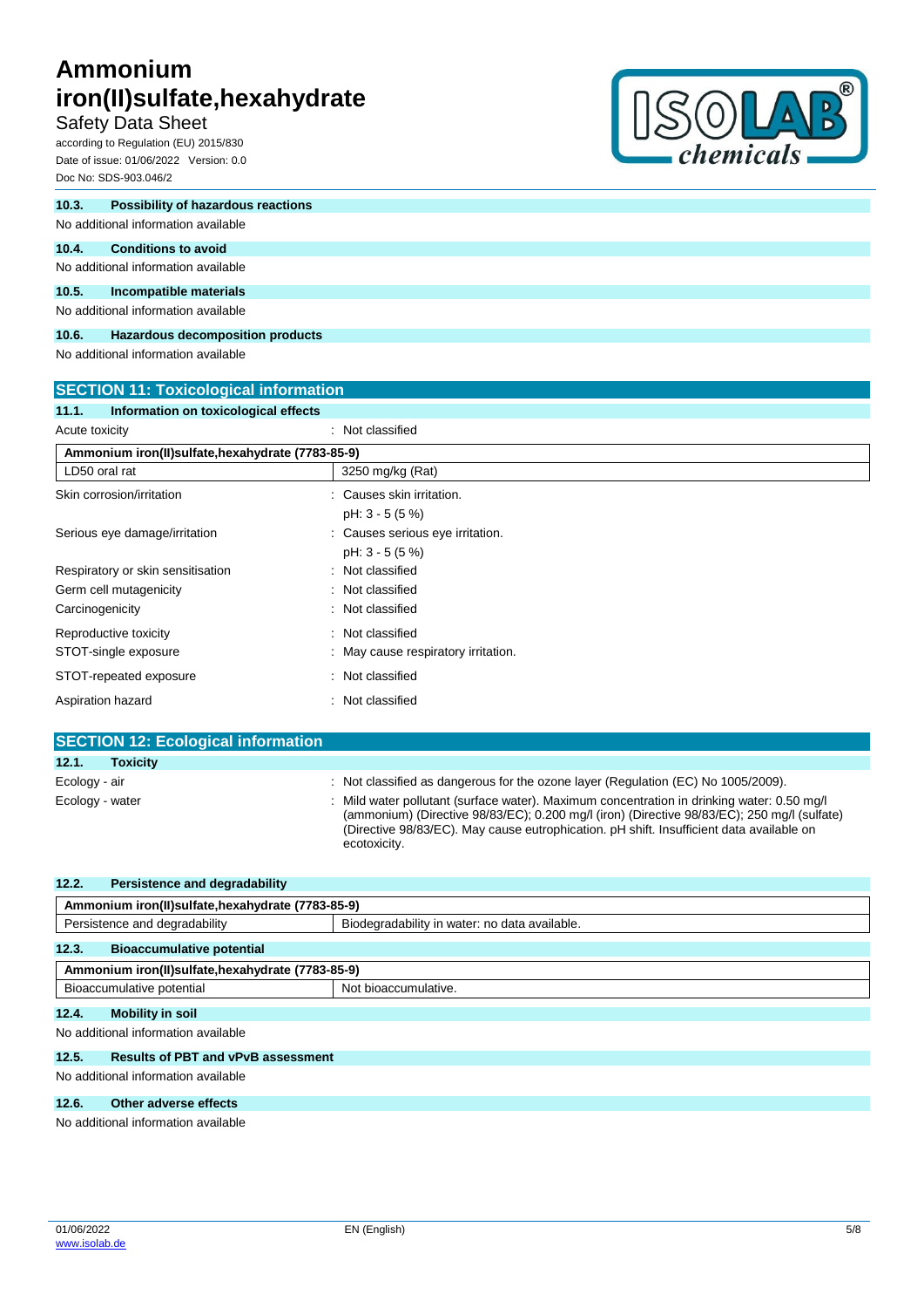### 10.3. Possibility of hazardous reactions

No additional information available

### 10.4. Conditions to avoid

No additional information available

### 10.5. Incompatible materials

No additional information available

### 10.6. Hazardous decomposition products

No additional information available

## SECTION 11: Toxicological information

### 11.1. Information on toxicological effects

Acute toxicity : Not classified

| Ammonium iron(II)sulfate,hexahydrate (7783-85-9) | |
|---|---|
| LD50 oral rat | 3250 mg/kg (Rat) |

| | |
|---|---|
| Skin corrosion/irritation | : Causes skin irritation. pH: 3 - 5 (5 %) |
| Serious eye damage/irritation | : Causes serious eye irritation. pH: 3 - 5 (5 %) |
| Respiratory or skin sensitisation | : Not classified |
| Germ cell mutagenicity | : Not classified |
| Carcinogenicity | : Not classified |
| Reproductive toxicity | : Not classified |
| STOT-single exposure | : May cause respiratory irritation. |
| STOT-repeated exposure | : Not classified |
| Aspiration hazard | : Not classified |

## SECTION 12: Ecological information

### 12.1. Toxicity

| | |
|---|---|
| Ecology - air | : Not classified as dangerous for the ozone layer (Regulation (EC) No 1005/2009). |
| Ecology - water | : Mild water pollutant (surface water). Maximum concentration in drinking water: 0.50 mg/l (ammonium) (Directive 98/83/EC); 0.200 mg/l (iron) (Directive 98/83/EC); 250 mg/l (sulfate) (Directive 98/83/EC). May cause eutrophication. pH shift. Insufficient data available on ecotoxicity. |

### 12.2. Persistence and degradability

| Ammonium iron(II)sulfate,hexahydrate (7783-85-9) | |
|---|---|
| Persistence and degradability | Biodegradability in water: no data available. |

### 12.3. Bioaccumulative potential

| Ammonium iron(II)sulfate,hexahydrate (7783-85-9) | |
|---|---|
| Bioaccumulative potential | Not bioaccumulative. |

### 12.4. Mobility in soil

No additional information available

### 12.5. Results of PBT and vPvB assessment

No additional information available

### 12.6. Other adverse effects

No additional information available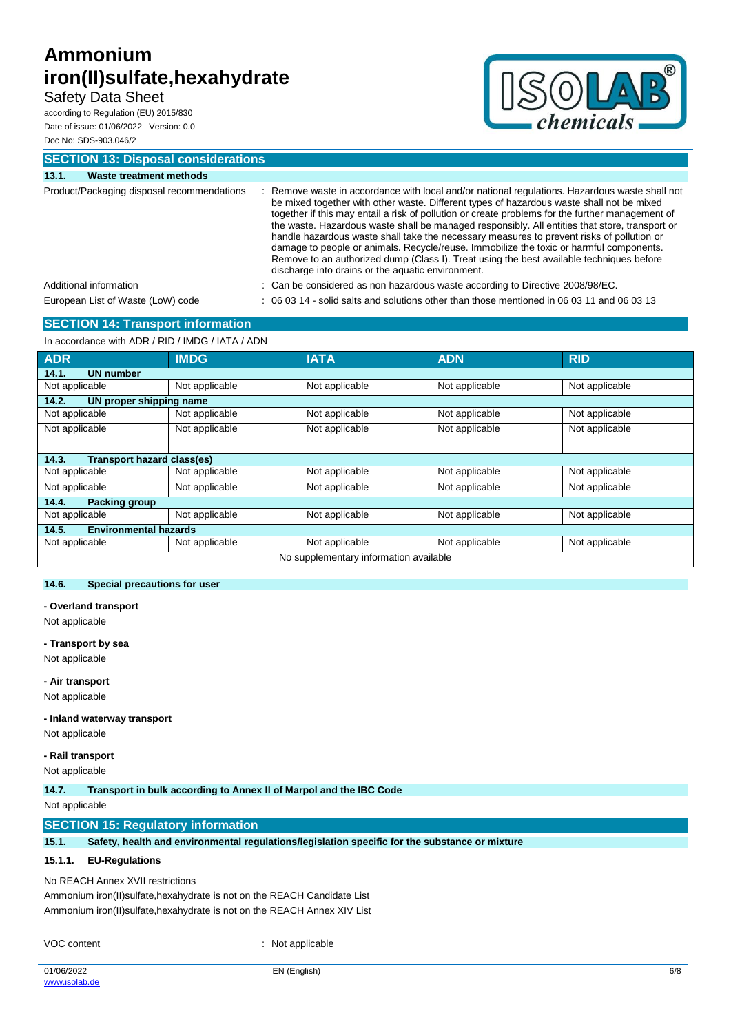## SECTION 13: Disposal considerations

### 13.1. Waste treatment methods

| | |
|---|---|
| Product/Packaging disposal recommendations | : Remove waste in accordance with local and/or national regulations. Hazardous waste shall not be mixed together with other waste. Different types of hazardous waste shall not be mixed together if this may entail a risk of pollution or create problems for the further management of the waste. Hazardous waste shall be managed responsibly. All entities that store, transport or handle hazardous waste shall take the necessary measures to prevent risks of pollution or damage to people or animals. Recycle/reuse. Immobilize the toxic or harmful components. Remove to an authorized dump (Class I). Treat using the best available techniques before discharge into drains or the aquatic environment. |
| Additional information | : Can be considered as non hazardous waste according to Directive 2008/98/EC. |
| European List of Waste (LoW) code | : 06 03 14 - solid salts and solutions other than those mentioned in 06 03 11 and 06 03 13 |

## SECTION 14: Transport information

In accordance with ADR / RID / IMDG / IATA / ADN

| ADR | IMDG | IATA | ADN | RID |
|---|---|---|---|---|
| **14.1. UN number** | | | | |
| Not applicable | Not applicable | Not applicable | Not applicable | Not applicable |
| **14.2. UN proper shipping name** | | | | |
| Not applicable | Not applicable | Not applicable | Not applicable | Not applicable |
| Not applicable | Not applicable | Not applicable | Not applicable | Not applicable |
| **14.3. Transport hazard class(es)** | | | | |
| Not applicable | Not applicable | Not applicable | Not applicable | Not applicable |
| Not applicable | Not applicable | Not applicable | Not applicable | Not applicable |
| **14.4. Packing group** | | | | |
| Not applicable | Not applicable | Not applicable | Not applicable | Not applicable |
| **14.5. Environmental hazards** | | | | |
| Not applicable | Not applicable | Not applicable | Not applicable | Not applicable |
| No supplementary information available | | | | |

### 14.6. Special precautions for user

**- Overland transport**

Not applicable

**- Transport by sea**

Not applicable

**- Air transport**

Not applicable

**- Inland waterway transport**

Not applicable

**- Rail transport**

Not applicable

### 14.7. Transport in bulk according to Annex II of Marpol and the IBC Code

Not applicable

## SECTION 15: Regulatory information

### 15.1. Safety, health and environmental regulations/legislation specific for the substance or mixture

#### 15.1.1. EU-Regulations

No REACH Annex XVII restrictions

Ammonium iron(II)sulfate,hexahydrate is not on the REACH Candidate List

Ammonium iron(II)sulfate,hexahydrate is not on the REACH Annex XIV List

VOC content : Not applicable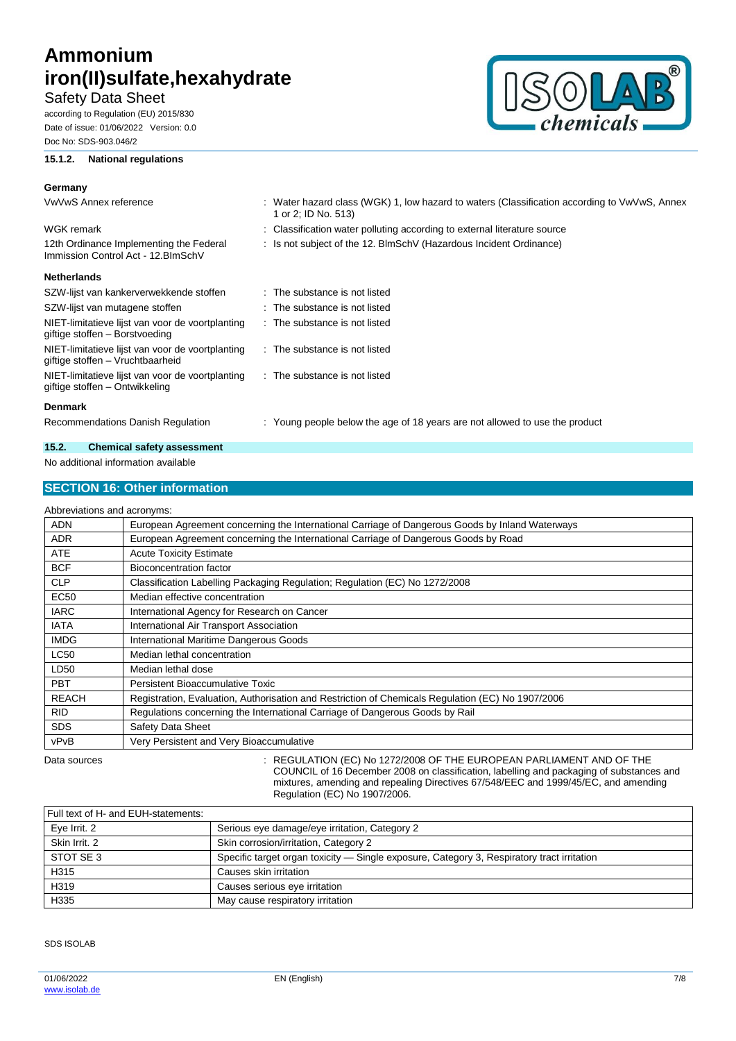#### 15.1.2. National regulations

**Germany**

| | |
|---|---|
| VwVwS Annex reference | : Water hazard class (WGK) 1, low hazard to waters (Classification according to VwVwS, Annex 1 or 2; ID No. 513) |
| WGK remark | : Classification water polluting according to external literature source |
| 12th Ordinance Implementing the Federal Immission Control Act - 12.BImSchV | : Is not subject of the 12. BlmSchV (Hazardous Incident Ordinance) |

**Netherlands**

| | |
|---|---|
| SZW-lijst van kankerverwekkende stoffen | : The substance is not listed |
| SZW-lijst van mutagene stoffen | : The substance is not listed |
| NIET-limitatieve lijst van voor de voortplanting giftige stoffen – Borstvoeding | : The substance is not listed |
| NIET-limitatieve lijst van voor de voortplanting giftige stoffen – Vruchtbaarheid | : The substance is not listed |
| NIET-limitatieve lijst van voor de voortplanting giftige stoffen – Ontwikkeling | : The substance is not listed |

**Denmark**

| | |
|---|---|
| Recommendations Danish Regulation | : Young people below the age of 18 years are not allowed to use the product |

### 15.2. Chemical safety assessment

No additional information available

## SECTION 16: Other information

Abbreviations and acronyms:

| | |
|---|---|
| ADN | European Agreement concerning the International Carriage of Dangerous Goods by Inland Waterways |
| ADR | European Agreement concerning the International Carriage of Dangerous Goods by Road |
| ATE | Acute Toxicity Estimate |
| BCF | Bioconcentration factor |
| CLP | Classification Labelling Packaging Regulation; Regulation (EC) No 1272/2008 |
| EC50 | Median effective concentration |
| IARC | International Agency for Research on Cancer |
| IATA | International Air Transport Association |
| IMDG | International Maritime Dangerous Goods |
| LC50 | Median lethal concentration |
| LD50 | Median lethal dose |
| PBT | Persistent Bioaccumulative Toxic |
| REACH | Registration, Evaluation, Authorisation and Restriction of Chemicals Regulation (EC) No 1907/2006 |
| RID | Regulations concerning the International Carriage of Dangerous Goods by Rail |
| SDS | Safety Data Sheet |
| vPvB | Very Persistent and Very Bioaccumulative |

Data sources : REGULATION (EC) No 1272/2008 OF THE EUROPEAN PARLIAMENT AND OF THE COUNCIL of 16 December 2008 on classification, labelling and packaging of substances and mixtures, amending and repealing Directives 67/548/EEC and 1999/45/EC, and amending Regulation (EC) No 1907/2006.

| Full text of H- and EUH-statements: | |
|---|---|
| Eye Irrit. 2 | Serious eye damage/eye irritation, Category 2 |
| Skin Irrit. 2 | Skin corrosion/irritation, Category 2 |
| STOT SE 3 | Specific target organ toxicity — Single exposure, Category 3, Respiratory tract irritation |
| H315 | Causes skin irritation |
| H319 | Causes serious eye irritation |
| H335 | May cause respiratory irritation |

SDS ISOLAB